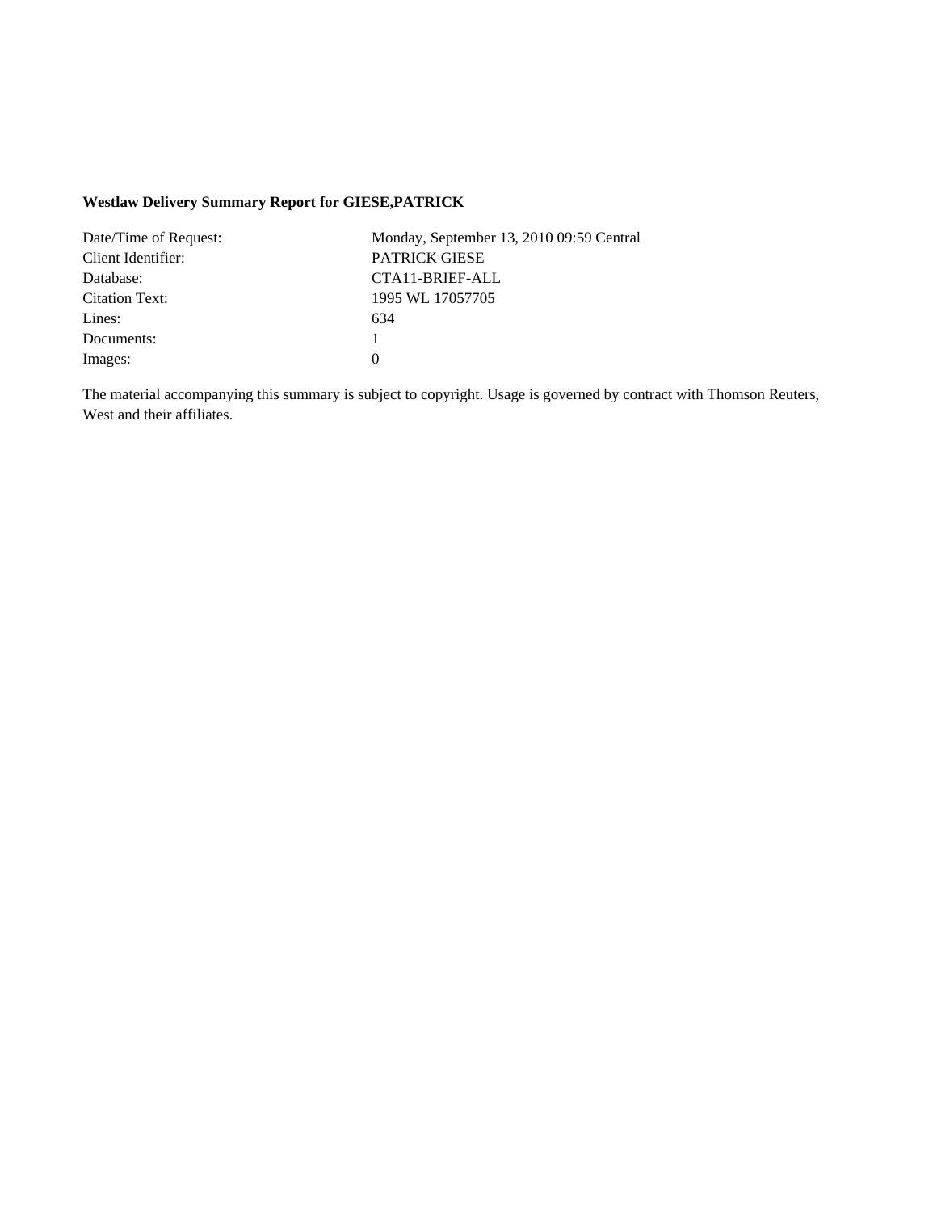**Westlaw Delivery Summary Report for GIESE,PATRICK**

| | |
|---|---|
| Date/Time of Request: | Monday, September 13, 2010 09:59 Central |
| Client Identifier: | PATRICK GIESE |
| Database: | CTA11-BRIEF-ALL |
| Citation Text: | 1995 WL 17057705 |
| Lines: | 634 |
| Documents: | 1 |
| Images: | 0 |

The material accompanying this summary is subject to copyright. Usage is governed by contract with Thomson Reuters, West and their affiliates.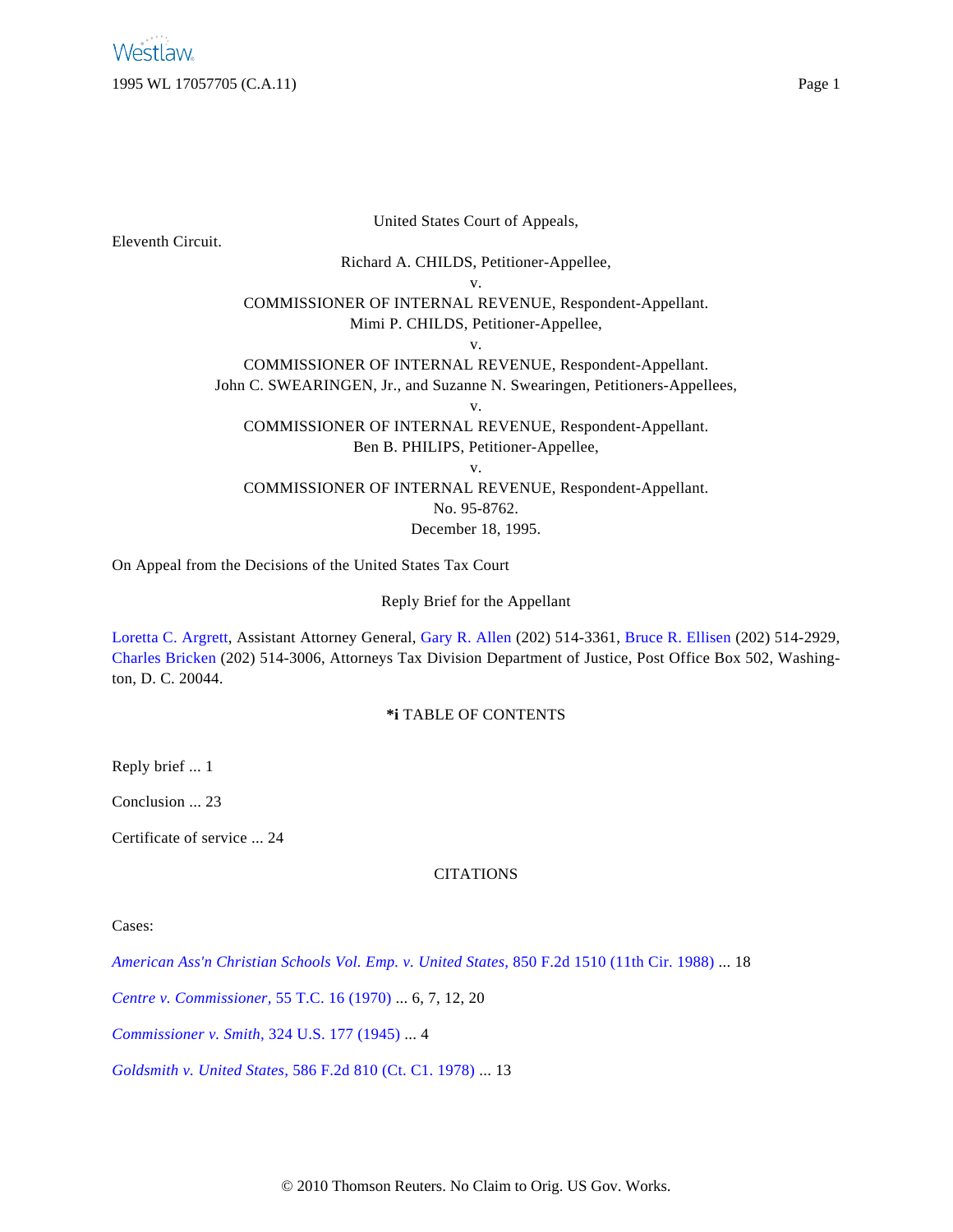United States Court of Appeals,

Eleventh Circuit.

Richard A. CHILDS, Petitioner-Appellee,

v.

COMMISSIONER OF INTERNAL REVENUE, Respondent-Appellant.

Mimi P. CHILDS, Petitioner-Appellee,

v.

COMMISSIONER OF INTERNAL REVENUE, Respondent-Appellant.

John C. SWEARINGEN, Jr., and Suzanne N. Swearingen, Petitioners-Appellees,

v.

COMMISSIONER OF INTERNAL REVENUE, Respondent-Appellant.

Ben B. PHILIPS, Petitioner-Appellee,

v.

COMMISSIONER OF INTERNAL REVENUE, Respondent-Appellant.

No. 95-8762.

December 18, 1995.

On Appeal from the Decisions of the United States Tax Court

Reply Brief for the Appellant

Loretta C. Argrett, Assistant Attorney General, Gary R. Allen (202) 514-3361, Bruce R. Ellisen (202) 514-2929, Charles Bricken (202) 514-3006, Attorneys Tax Division Department of Justice, Post Office Box 502, Washington, D. C. 20044.

**\*i** TABLE OF CONTENTS

Reply brief ... 1

Conclusion ... 23

Certificate of service ... 24

CITATIONS

Cases:

*American Ass'n Christian Schools Vol. Emp. v. United States,* 850 F.2d 1510 (11th Cir. 1988) ... 18

*Centre v. Commissioner,* 55 T.C. 16 (1970) ... 6, 7, 12, 20

*Commissioner v. Smith,* 324 U.S. 177 (1945) ... 4

*Goldsmith v. United States,* 586 F.2d 810 (Ct. Cl. 1978) ... 13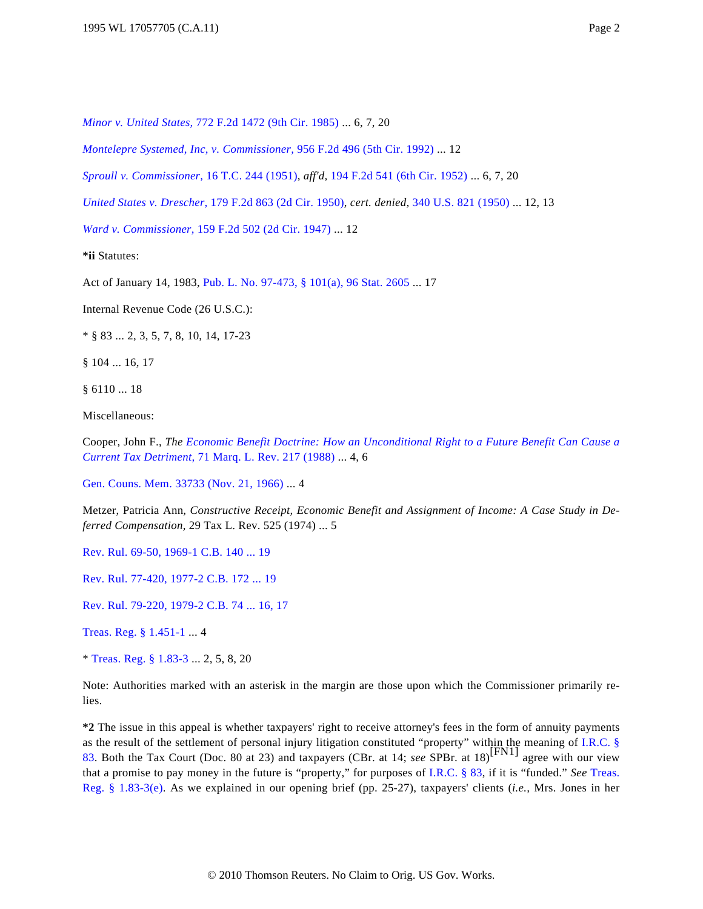*Minor v. United States,* 772 F.2d 1472 (9th Cir. 1985) ... 6, 7, 20

*Montelepre Systemed, Inc, v. Commissioner,* 956 F.2d 496 (5th Cir. 1992) ... 12

*Sproull v. Commissioner,* 16 T.C. 244 (1951), *aff'd,* 194 F.2d 541 (6th Cir. 1952) ... 6, 7, 20

*United States v. Drescher,* 179 F.2d 863 (2d Cir. 1950), *cert. denied,* 340 U.S. 821 (1950) ... 12, 13

*Ward v. Commissioner,* 159 F.2d 502 (2d Cir. 1947) ... 12

**\*ii** Statutes:

Act of January 14, 1983, Pub. L. No. 97-473, § 101(a), 96 Stat. 2605 ... 17

Internal Revenue Code (26 U.S.C.):

\* § 83 ... 2, 3, 5, 7, 8, 10, 14, 17-23

§ 104 ... 16, 17

§ 6110 ... 18

Miscellaneous:

Cooper, John F., *The Economic Benefit Doctrine: How an Unconditional Right to a Future Benefit Can Cause a Current Tax Detriment,* 71 Marq. L. Rev. 217 (1988) ... 4, 6

Gen. Couns. Mem. 33733 (Nov. 21, 1966) ... 4

Metzer, Patricia Ann, *Constructive Receipt, Economic Benefit and Assignment of Income: A Case Study in Deferred Compensation,* 29 Tax L. Rev. 525 (1974) ... 5

Rev. Rul. 69-50, 1969-1 C.B. 140 ... 19

Rev. Rul. 77-420, 1977-2 C.B. 172 ... 19

Rev. Rul. 79-220, 1979-2 C.B. 74 ... 16, 17

Treas. Reg. § 1.451-1 ... 4

\* Treas. Reg. § 1.83-3 ... 2, 5, 8, 20

Note: Authorities marked with an asterisk in the margin are those upon which the Commissioner primarily relies.

**\*2** The issue in this appeal is whether taxpayers' right to receive attorney's fees in the form of annuity payments as the result of the settlement of personal injury litigation constituted "property" within the meaning of I.R.C. § 83. Both the Tax Court (Doc. 80 at 23) and taxpayers (CBr. at 14; *see* SPBr. at 18)[FN1] agree with our view that a promise to pay money in the future is "property," for purposes of I.R.C. § 83, if it is "funded." *See* Treas. Reg. § 1.83-3(e). As we explained in our opening brief (pp. 25-27), taxpayers' clients (*i.e.,* Mrs. Jones in her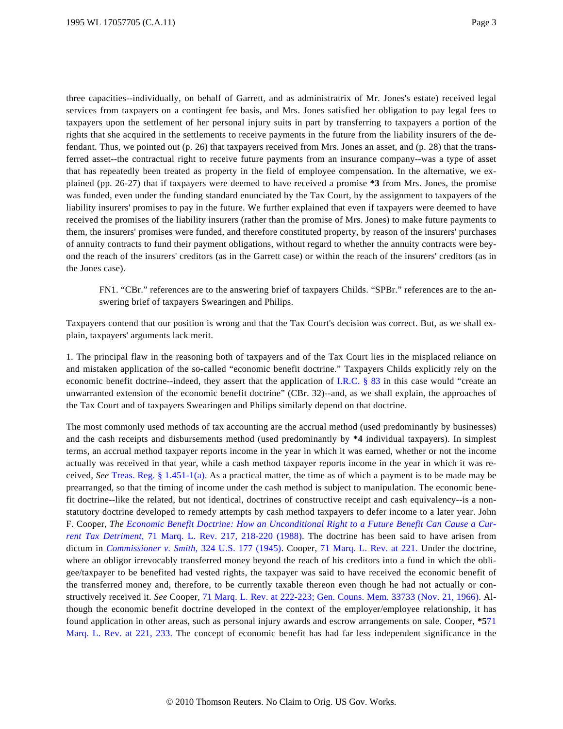three capacities--individually, on behalf of Garrett, and as administratrix of Mr. Jones's estate) received legal services from taxpayers on a contingent fee basis, and Mrs. Jones satisfied her obligation to pay legal fees to taxpayers upon the settlement of her personal injury suits in part by transferring to taxpayers a portion of the rights that she acquired in the settlements to receive payments in the future from the liability insurers of the defendant. Thus, we pointed out (p. 26) that taxpayers received from Mrs. Jones an asset, and (p. 28) that the transferred asset--the contractual right to receive future payments from an insurance company--was a type of asset that has repeatedly been treated as property in the field of employee compensation. In the alternative, we explained (pp. 26-27) that if taxpayers were deemed to have received a promise **\*3** from Mrs. Jones, the promise was funded, even under the funding standard enunciated by the Tax Court, by the assignment to taxpayers of the liability insurers' promises to pay in the future. We further explained that even if taxpayers were deemed to have received the promises of the liability insurers (rather than the promise of Mrs. Jones) to make future payments to them, the insurers' promises were funded, and therefore constituted property, by reason of the insurers' purchases of annuity contracts to fund their payment obligations, without regard to whether the annuity contracts were beyond the reach of the insurers' creditors (as in the Garrett case) or within the reach of the insurers' creditors (as in the Jones case).

> FN1. "CBr." references are to the answering brief of taxpayers Childs. "SPBr." references are to the answering brief of taxpayers Swearingen and Philips.

Taxpayers contend that our position is wrong and that the Tax Court's decision was correct. But, as we shall explain, taxpayers' arguments lack merit.

1. The principal flaw in the reasoning both of taxpayers and of the Tax Court lies in the misplaced reliance on and mistaken application of the so-called "economic benefit doctrine." Taxpayers Childs explicitly rely on the economic benefit doctrine--indeed, they assert that the application of I.R.C. § 83 in this case would "create an unwarranted extension of the economic benefit doctrine" (CBr. 32)--and, as we shall explain, the approaches of the Tax Court and of taxpayers Swearingen and Philips similarly depend on that doctrine.

The most commonly used methods of tax accounting are the accrual method (used predominantly by businesses) and the cash receipts and disbursements method (used predominantly by **\*4** individual taxpayers). In simplest terms, an accrual method taxpayer reports income in the year in which it was earned, whether or not the income actually was received in that year, while a cash method taxpayer reports income in the year in which it was received, *See* Treas. Reg. § 1.451-1(a). As a practical matter, the time as of which a payment is to be made may be prearranged, so that the timing of income under the cash method is subject to manipulation. The economic benefit doctrine--like the related, but not identical, doctrines of constructive receipt and cash equivalency--is a nonstatutory doctrine developed to remedy attempts by cash method taxpayers to defer income to a later year. John F. Cooper, *The Economic Benefit Doctrine: How an Unconditional Right to a Future Benefit Can Cause a Current Tax Detriment*, 71 Marq. L. Rev. 217, 218-220 (1988). The doctrine has been said to have arisen from dictum in *Commissioner v. Smith*, 324 U.S. 177 (1945). Cooper, 71 Marq. L. Rev. at 221. Under the doctrine, where an obligor irrevocably transferred money beyond the reach of his creditors into a fund in which the obligee/taxpayer to be benefited had vested rights, the taxpayer was said to have received the economic benefit of the transferred money and, therefore, to be currently taxable thereon even though he had not actually or constructively received it. *See* Cooper, 71 Marq. L. Rev. at 222-223; Gen. Couns. Mem. 33733 (Nov. 21, 1966). Although the economic benefit doctrine developed in the context of the employer/employee relationship, it has found application in other areas, such as personal injury awards and escrow arrangements on sale. Cooper, **\*5**71 Marq. L. Rev. at 221, 233. The concept of economic benefit has had far less independent significance in the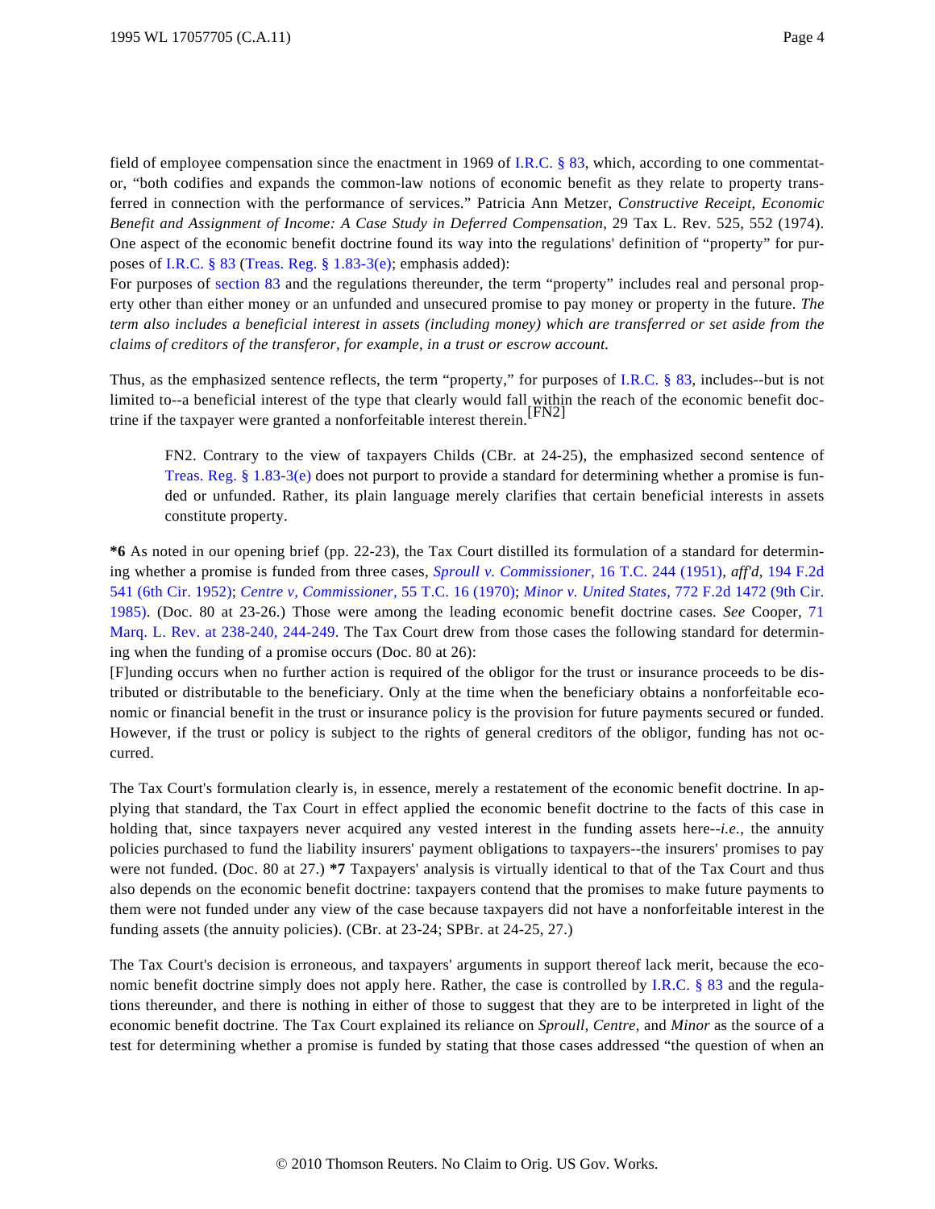field of employee compensation since the enactment in 1969 of I.R.C. § 83, which, according to one commentator, "both codifies and expands the common-law notions of economic benefit as they relate to property transferred in connection with the performance of services." Patricia Ann Metzer, *Constructive Receipt, Economic Benefit and Assignment of Income: A Case Study in Deferred Compensation,* 29 Tax L. Rev. 525, 552 (1974). One aspect of the economic benefit doctrine found its way into the regulations' definition of "property" for purposes of I.R.C. § 83 (Treas. Reg. § 1.83-3(e); emphasis added):

For purposes of section 83 and the regulations thereunder, the term "property" includes real and personal property other than either money or an unfunded and unsecured promise to pay money or property in the future. *The term also includes a beneficial interest in assets (including money) which are transferred or set aside from the claims of creditors of the transferor, for example, in a trust or escrow account.*

Thus, as the emphasized sentence reflects, the term "property," for purposes of I.R.C. § 83, includes--but is not limited to--a beneficial interest of the type that clearly would fall within the reach of the economic benefit doctrine if the taxpayer were granted a nonforfeitable interest therein.[FN2]

> FN2. Contrary to the view of taxpayers Childs (CBr. at 24-25), the emphasized second sentence of Treas. Reg. § 1.83-3(e) does not purport to provide a standard for determining whether a promise is funded or unfunded. Rather, its plain language merely clarifies that certain beneficial interests in assets constitute property.

**\*6** As noted in our opening brief (pp. 22-23), the Tax Court distilled its formulation of a standard for determining whether a promise is funded from three cases, *Sproull v. Commissioner,* 16 T.C. 244 (1951), *aff'd,* 194 F.2d 541 (6th Cir. 1952); *Centre v. Commissioner,* 55 T.C. 16 (1970); *Minor v. United States,* 772 F.2d 1472 (9th Cir. 1985). (Doc. 80 at 23-26.) Those were among the leading economic benefit doctrine cases. *See* Cooper, 71 Marq. L. Rev. at 238-240, 244-249. The Tax Court drew from those cases the following standard for determining when the funding of a promise occurs (Doc. 80 at 26):

[F]unding occurs when no further action is required of the obligor for the trust or insurance proceeds to be distributed or distributable to the beneficiary. Only at the time when the beneficiary obtains a nonforfeitable economic or financial benefit in the trust or insurance policy is the provision for future payments secured or funded. However, if the trust or policy is subject to the rights of general creditors of the obligor, funding has not occurred.

The Tax Court's formulation clearly is, in essence, merely a restatement of the economic benefit doctrine. In applying that standard, the Tax Court in effect applied the economic benefit doctrine to the facts of this case in holding that, since taxpayers never acquired any vested interest in the funding assets here--*i.e.,* the annuity policies purchased to fund the liability insurers' payment obligations to taxpayers--the insurers' promises to pay were not funded. (Doc. 80 at 27.) **\*7** Taxpayers' analysis is virtually identical to that of the Tax Court and thus also depends on the economic benefit doctrine: taxpayers contend that the promises to make future payments to them were not funded under any view of the case because taxpayers did not have a nonforfeitable interest in the funding assets (the annuity policies). (CBr. at 23-24; SPBr. at 24-25, 27.)

The Tax Court's decision is erroneous, and taxpayers' arguments in support thereof lack merit, because the economic benefit doctrine simply does not apply here. Rather, the case is controlled by I.R.C. § 83 and the regulations thereunder, and there is nothing in either of those to suggest that they are to be interpreted in light of the economic benefit doctrine. The Tax Court explained its reliance on *Sproull, Centre,* and *Minor* as the source of a test for determining whether a promise is funded by stating that those cases addressed "the question of when an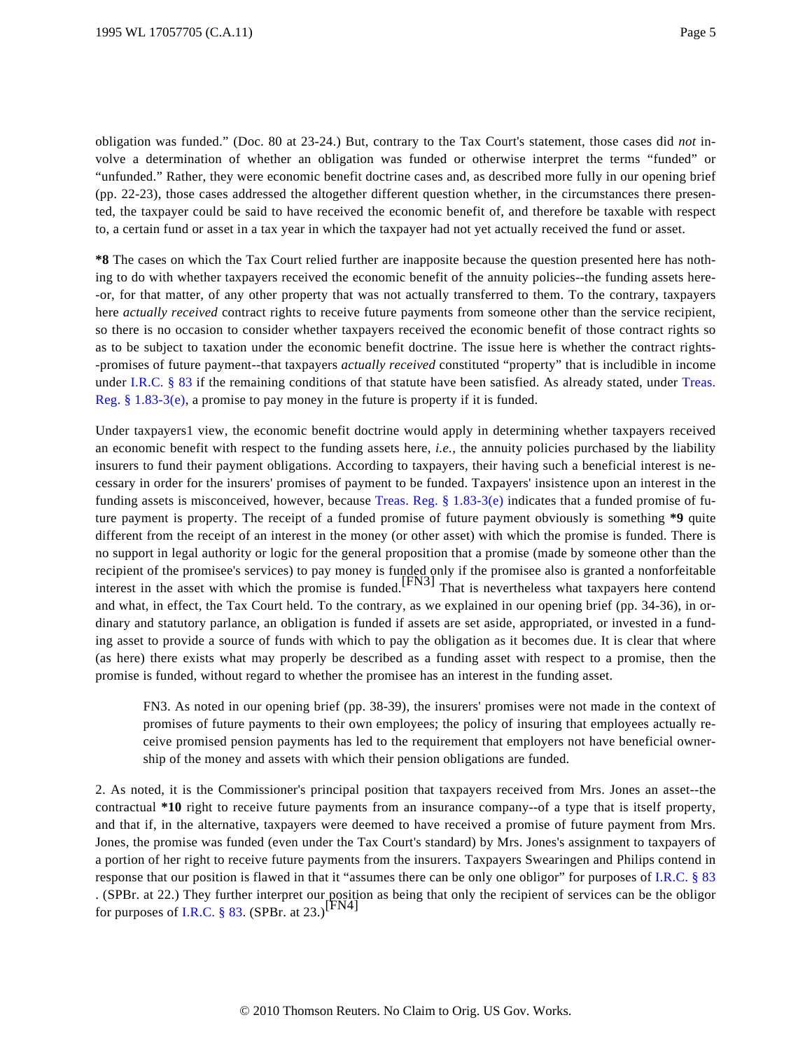obligation was funded." (Doc. 80 at 23-24.) But, contrary to the Tax Court's statement, those cases did *not* involve a determination of whether an obligation was funded or otherwise interpret the terms "funded" or "unfunded." Rather, they were economic benefit doctrine cases and, as described more fully in our opening brief (pp. 22-23), those cases addressed the altogether different question whether, in the circumstances there presented, the taxpayer could be said to have received the economic benefit of, and therefore be taxable with respect to, a certain fund or asset in a tax year in which the taxpayer had not yet actually received the fund or asset.

**\*8** The cases on which the Tax Court relied further are inapposite because the question presented here has nothing to do with whether taxpayers received the economic benefit of the annuity policies--the funding assets here--or, for that matter, of any other property that was not actually transferred to them. To the contrary, taxpayers here *actually received* contract rights to receive future payments from someone other than the service recipient, so there is no occasion to consider whether taxpayers received the economic benefit of those contract rights so as to be subject to taxation under the economic benefit doctrine. The issue here is whether the contract rights--promises of future payment--that taxpayers *actually received* constituted "property" that is includible in income under I.R.C. § 83 if the remaining conditions of that statute have been satisfied. As already stated, under Treas. Reg. § 1.83-3(e), a promise to pay money in the future is property if it is funded.

Under taxpayers1 view, the economic benefit doctrine would apply in determining whether taxpayers received an economic benefit with respect to the funding assets here, *i.e.*, the annuity policies purchased by the liability insurers to fund their payment obligations. According to taxpayers, their having such a beneficial interest is necessary in order for the insurers' promises of payment to be funded. Taxpayers' insistence upon an interest in the funding assets is misconceived, however, because Treas. Reg. § 1.83-3(e) indicates that a funded promise of future payment is property. The receipt of a funded promise of future payment obviously is something **\*9** quite different from the receipt of an interest in the money (or other asset) with which the promise is funded. There is no support in legal authority or logic for the general proposition that a promise (made by someone other than the recipient of the promisee's services) to pay money is funded only if the promisee also is granted a nonforfeitable interest in the asset with which the promise is funded.[FN3] That is nevertheless what taxpayers here contend and what, in effect, the Tax Court held. To the contrary, as we explained in our opening brief (pp. 34-36), in ordinary and statutory parlance, an obligation is funded if assets are set aside, appropriated, or invested in a funding asset to provide a source of funds with which to pay the obligation as it becomes due. It is clear that where (as here) there exists what may properly be described as a funding asset with respect to a promise, then the promise is funded, without regard to whether the promisee has an interest in the funding asset.

> FN3. As noted in our opening brief (pp. 38-39), the insurers' promises were not made in the context of promises of future payments to their own employees; the policy of insuring that employees actually receive promised pension payments has led to the requirement that employers not have beneficial ownership of the money and assets with which their pension obligations are funded.

2. As noted, it is the Commissioner's principal position that taxpayers received from Mrs. Jones an asset--the contractual **\*10** right to receive future payments from an insurance company--of a type that is itself property, and that if, in the alternative, taxpayers were deemed to have received a promise of future payment from Mrs. Jones, the promise was funded (even under the Tax Court's standard) by Mrs. Jones's assignment to taxpayers of a portion of her right to receive future payments from the insurers. Taxpayers Swearingen and Philips contend in response that our position is flawed in that it "assumes there can be only one obligor" for purposes of I.R.C. § 83. (SPBr. at 22.) They further interpret our position as being that only the recipient of services can be the obligor for purposes of I.R.C. § 83. (SPBr. at 23.)[FN4]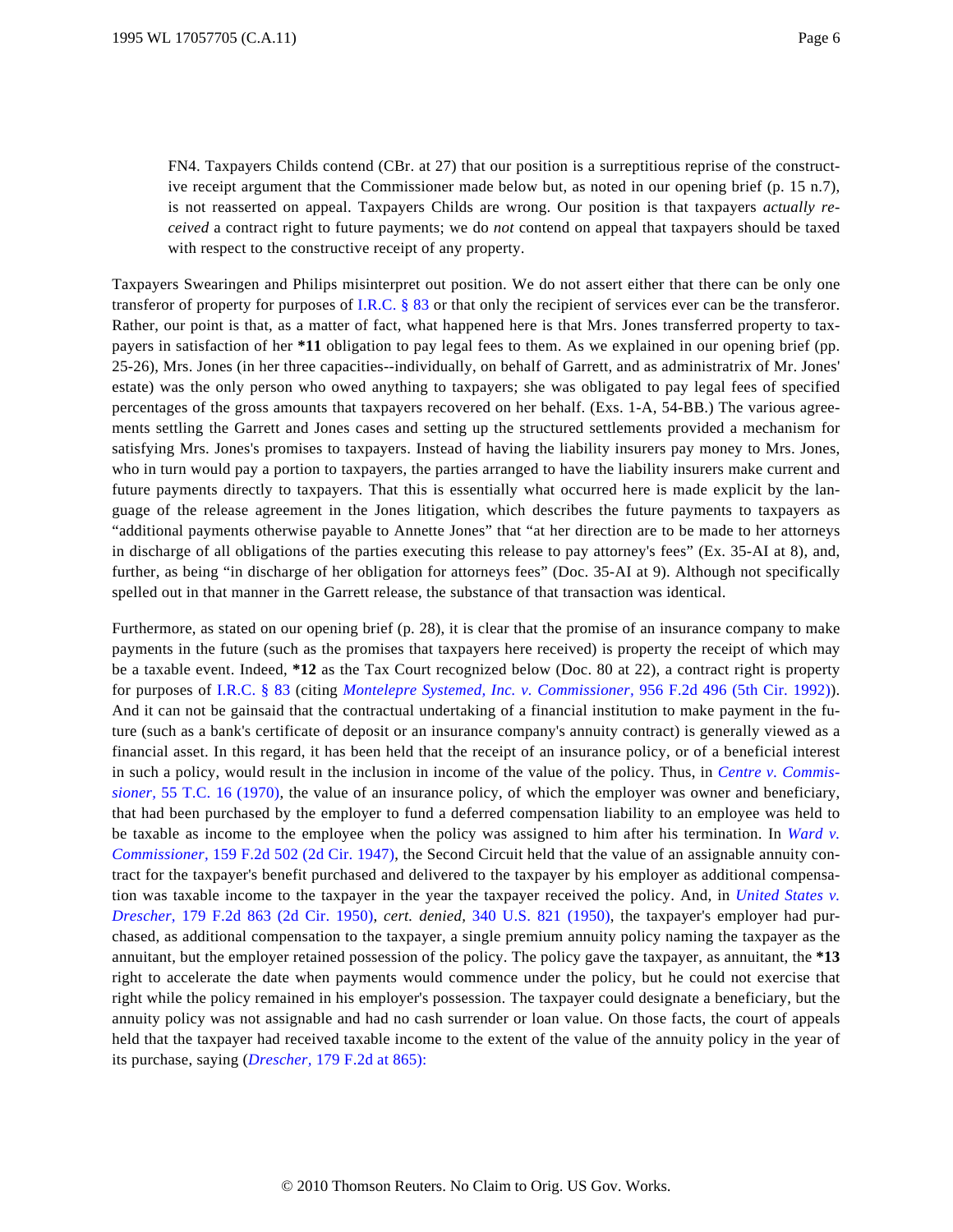FN4. Taxpayers Childs contend (CBr. at 27) that our position is a surreptitious reprise of the constructive receipt argument that the Commissioner made below but, as noted in our opening brief (p. 15 n.7), is not reasserted on appeal. Taxpayers Childs are wrong. Our position is that taxpayers *actually received* a contract right to future payments; we do *not* contend on appeal that taxpayers should be taxed with respect to the constructive receipt of any property.

Taxpayers Swearingen and Philips misinterpret out position. We do not assert either that there can be only one transferor of property for purposes of I.R.C. § 83 or that only the recipient of services ever can be the transferor. Rather, our point is that, as a matter of fact, what happened here is that Mrs. Jones transferred property to taxpayers in satisfaction of her **\*11** obligation to pay legal fees to them. As we explained in our opening brief (pp. 25-26), Mrs. Jones (in her three capacities--individually, on behalf of Garrett, and as administratrix of Mr. Jones' estate) was the only person who owed anything to taxpayers; she was obligated to pay legal fees of specified percentages of the gross amounts that taxpayers recovered on her behalf. (Exs. 1-A, 54-BB.) The various agreements settling the Garrett and Jones cases and setting up the structured settlements provided a mechanism for satisfying Mrs. Jones's promises to taxpayers. Instead of having the liability insurers pay money to Mrs. Jones, who in turn would pay a portion to taxpayers, the parties arranged to have the liability insurers make current and future payments directly to taxpayers. That this is essentially what occurred here is made explicit by the language of the release agreement in the Jones litigation, which describes the future payments to taxpayers as "additional payments otherwise payable to Annette Jones" that "at her direction are to be made to her attorneys in discharge of all obligations of the parties executing this release to pay attorney's fees" (Ex. 35-AI at 8), and, further, as being "in discharge of her obligation for attorneys fees" (Doc. 35-AI at 9). Although not specifically spelled out in that manner in the Garrett release, the substance of that transaction was identical.

Furthermore, as stated on our opening brief (p. 28), it is clear that the promise of an insurance company to make payments in the future (such as the promises that taxpayers here received) is property the receipt of which may be a taxable event. Indeed, **\*12** as the Tax Court recognized below (Doc. 80 at 22), a contract right is property for purposes of I.R.C. § 83 (citing *Montelepre Systemed, Inc. v. Commissioner,* 956 F.2d 496 (5th Cir. 1992)). And it can not be gainsaid that the contractual undertaking of a financial institution to make payment in the future (such as a bank's certificate of deposit or an insurance company's annuity contract) is generally viewed as a financial asset. In this regard, it has been held that the receipt of an insurance policy, or of a beneficial interest in such a policy, would result in the inclusion in income of the value of the policy. Thus, in *Centre v. Commissioner,* 55 T.C. 16 (1970), the value of an insurance policy, of which the employer was owner and beneficiary, that had been purchased by the employer to fund a deferred compensation liability to an employee was held to be taxable as income to the employee when the policy was assigned to him after his termination. In *Ward v. Commissioner,* 159 F.2d 502 (2d Cir. 1947), the Second Circuit held that the value of an assignable annuity contract for the taxpayer's benefit purchased and delivered to the taxpayer by his employer as additional compensation was taxable income to the taxpayer in the year the taxpayer received the policy. And, in *United States v. Drescher,* 179 F.2d 863 (2d Cir. 1950), *cert. denied,* 340 U.S. 821 (1950), the taxpayer's employer had purchased, as additional compensation to the taxpayer, a single premium annuity policy naming the taxpayer as the annuitant, but the employer retained possession of the policy. The policy gave the taxpayer, as annuitant, the **\*13** right to accelerate the date when payments would commence under the policy, but he could not exercise that right while the policy remained in his employer's possession. The taxpayer could designate a beneficiary, but the annuity policy was not assignable and had no cash surrender or loan value. On those facts, the court of appeals held that the taxpayer had received taxable income to the extent of the value of the annuity policy in the year of its purchase, saying (*Drescher,* 179 F.2d at 865):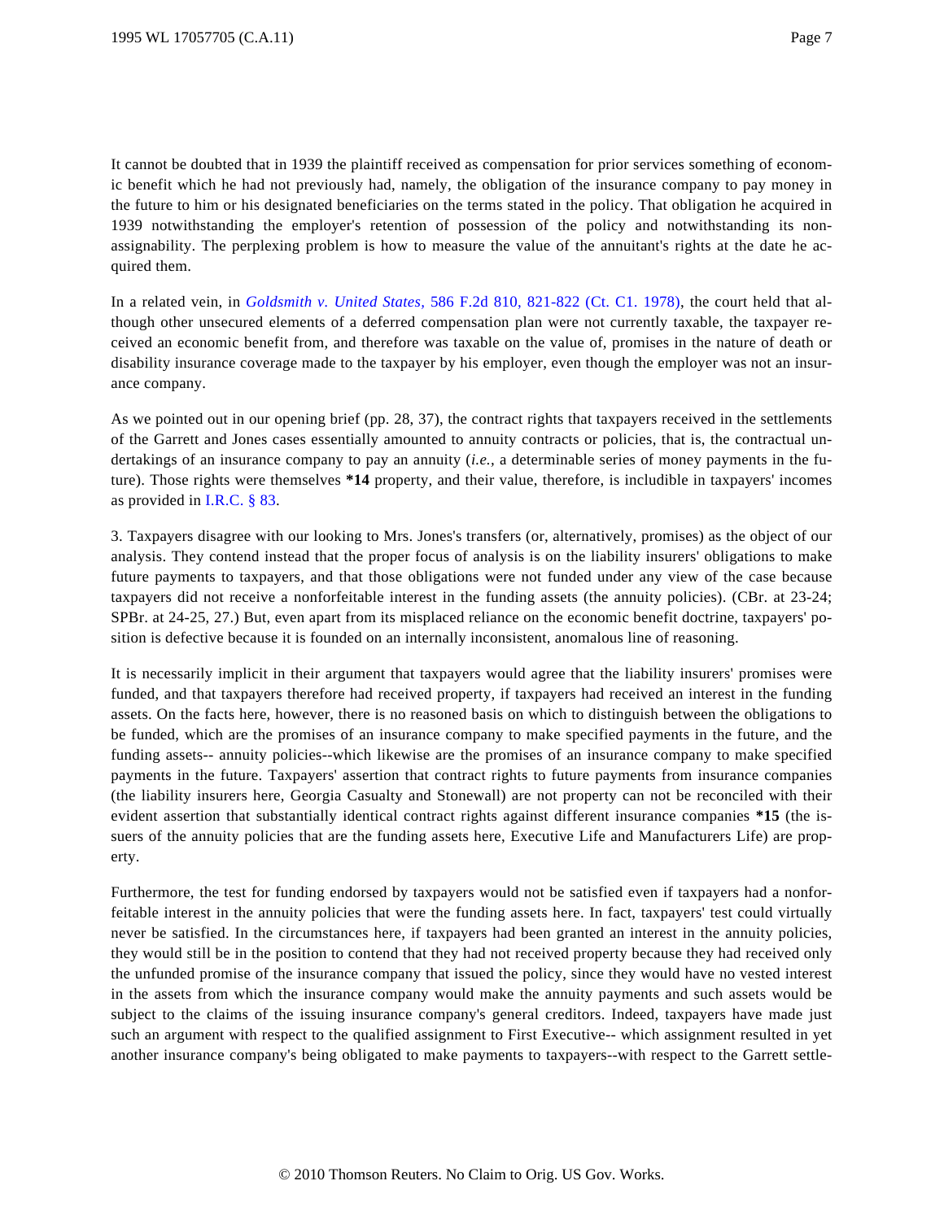It cannot be doubted that in 1939 the plaintiff received as compensation for prior services something of economic benefit which he had not previously had, namely, the obligation of the insurance company to pay money in the future to him or his designated beneficiaries on the terms stated in the policy. That obligation he acquired in 1939 notwithstanding the employer's retention of possession of the policy and notwithstanding its non-assignability. The perplexing problem is how to measure the value of the annuitant's rights at the date he acquired them.

In a related vein, in *Goldsmith v. United States*, 586 F.2d 810, 821-822 (Ct. Cl. 1978), the court held that although other unsecured elements of a deferred compensation plan were not currently taxable, the taxpayer received an economic benefit from, and therefore was taxable on the value of, promises in the nature of death or disability insurance coverage made to the taxpayer by his employer, even though the employer was not an insurance company.

As we pointed out in our opening brief (pp. 28, 37), the contract rights that taxpayers received in the settlements of the Garrett and Jones cases essentially amounted to annuity contracts or policies, that is, the contractual undertakings of an insurance company to pay an annuity (*i.e.*, a determinable series of money payments in the future). Those rights were themselves **\*14** property, and their value, therefore, is includible in taxpayers' incomes as provided in I.R.C. § 83.

3. Taxpayers disagree with our looking to Mrs. Jones's transfers (or, alternatively, promises) as the object of our analysis. They contend instead that the proper focus of analysis is on the liability insurers' obligations to make future payments to taxpayers, and that those obligations were not funded under any view of the case because taxpayers did not receive a nonforfeitable interest in the funding assets (the annuity policies). (CBr. at 23-24; SPBr. at 24-25, 27.) But, even apart from its misplaced reliance on the economic benefit doctrine, taxpayers' position is defective because it is founded on an internally inconsistent, anomalous line of reasoning.

It is necessarily implicit in their argument that taxpayers would agree that the liability insurers' promises were funded, and that taxpayers therefore had received property, if taxpayers had received an interest in the funding assets. On the facts here, however, there is no reasoned basis on which to distinguish between the obligations to be funded, which are the promises of an insurance company to make specified payments in the future, and the funding assets-- annuity policies--which likewise are the promises of an insurance company to make specified payments in the future. Taxpayers' assertion that contract rights to future payments from insurance companies (the liability insurers here, Georgia Casualty and Stonewall) are not property can not be reconciled with their evident assertion that substantially identical contract rights against different insurance companies **\*15** (the issuers of the annuity policies that are the funding assets here, Executive Life and Manufacturers Life) are property.

Furthermore, the test for funding endorsed by taxpayers would not be satisfied even if taxpayers had a nonforfeitable interest in the annuity policies that were the funding assets here. In fact, taxpayers' test could virtually never be satisfied. In the circumstances here, if taxpayers had been granted an interest in the annuity policies, they would still be in the position to contend that they had not received property because they had received only the unfunded promise of the insurance company that issued the policy, since they would have no vested interest in the assets from which the insurance company would make the annuity payments and such assets would be subject to the claims of the issuing insurance company's general creditors. Indeed, taxpayers have made just such an argument with respect to the qualified assignment to First Executive-- which assignment resulted in yet another insurance company's being obligated to make payments to taxpayers--with respect to the Garrett settle-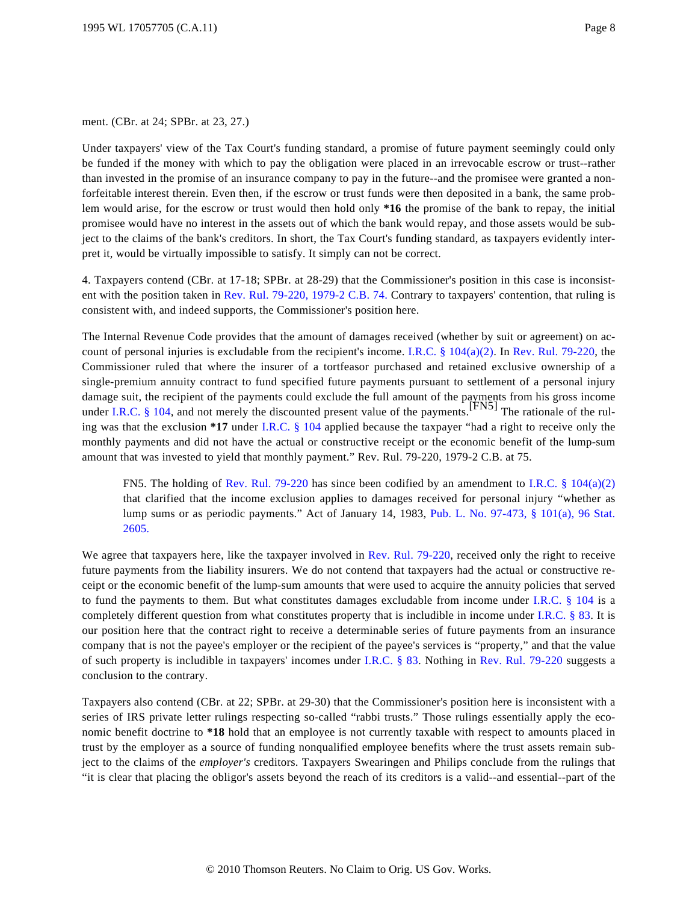ment. (CBr. at 24; SPBr. at 23, 27.)

Under taxpayers' view of the Tax Court's funding standard, a promise of future payment seemingly could only be funded if the money with which to pay the obligation were placed in an irrevocable escrow or trust--rather than invested in the promise of an insurance company to pay in the future--and the promisee were granted a nonforfeitable interest therein. Even then, if the escrow or trust funds were then deposited in a bank, the same problem would arise, for the escrow or trust would then hold only **\*16** the promise of the bank to repay, the initial promisee would have no interest in the assets out of which the bank would repay, and those assets would be subject to the claims of the bank's creditors. In short, the Tax Court's funding standard, as taxpayers evidently interpret it, would be virtually impossible to satisfy. It simply can not be correct.

4. Taxpayers contend (CBr. at 17-18; SPBr. at 28-29) that the Commissioner's position in this case is inconsistent with the position taken in Rev. Rul. 79-220, 1979-2 C.B. 74. Contrary to taxpayers' contention, that ruling is consistent with, and indeed supports, the Commissioner's position here.

The Internal Revenue Code provides that the amount of damages received (whether by suit or agreement) on account of personal injuries is excludable from the recipient's income. I.R.C. § 104(a)(2). In Rev. Rul. 79-220, the Commissioner ruled that where the insurer of a tortfeasor purchased and retained exclusive ownership of a single-premium annuity contract to fund specified future payments pursuant to settlement of a personal injury damage suit, the recipient of the payments could exclude the full amount of the payments from his gross income under I.R.C. § 104, and not merely the discounted present value of the payments.[FN5] The rationale of the ruling was that the exclusion **\*17** under I.R.C. § 104 applied because the taxpayer "had a right to receive only the monthly payments and did not have the actual or constructive receipt or the economic benefit of the lump-sum amount that was invested to yield that monthly payment." Rev. Rul. 79-220, 1979-2 C.B. at 75.

> FN5. The holding of Rev. Rul. 79-220 has since been codified by an amendment to I.R.C. § 104(a)(2) that clarified that the income exclusion applies to damages received for personal injury "whether as lump sums or as periodic payments." Act of January 14, 1983, Pub. L. No. 97-473, § 101(a), 96 Stat. 2605.

We agree that taxpayers here, like the taxpayer involved in Rev. Rul. 79-220, received only the right to receive future payments from the liability insurers. We do not contend that taxpayers had the actual or constructive receipt or the economic benefit of the lump-sum amounts that were used to acquire the annuity policies that served to fund the payments to them. But what constitutes damages excludable from income under I.R.C. § 104 is a completely different question from what constitutes property that is includible in income under I.R.C. § 83. It is our position here that the contract right to receive a determinable series of future payments from an insurance company that is not the payee's employer or the recipient of the payee's services is "property," and that the value of such property is includible in taxpayers' incomes under I.R.C. § 83. Nothing in Rev. Rul. 79-220 suggests a conclusion to the contrary.

Taxpayers also contend (CBr. at 22; SPBr. at 29-30) that the Commissioner's position here is inconsistent with a series of IRS private letter rulings respecting so-called "rabbi trusts." Those rulings essentially apply the economic benefit doctrine to **\*18** hold that an employee is not currently taxable with respect to amounts placed in trust by the employer as a source of funding nonqualified employee benefits where the trust assets remain subject to the claims of the *employer's* creditors. Taxpayers Swearingen and Philips conclude from the rulings that "it is clear that placing the obligor's assets beyond the reach of its creditors is a valid--and essential--part of the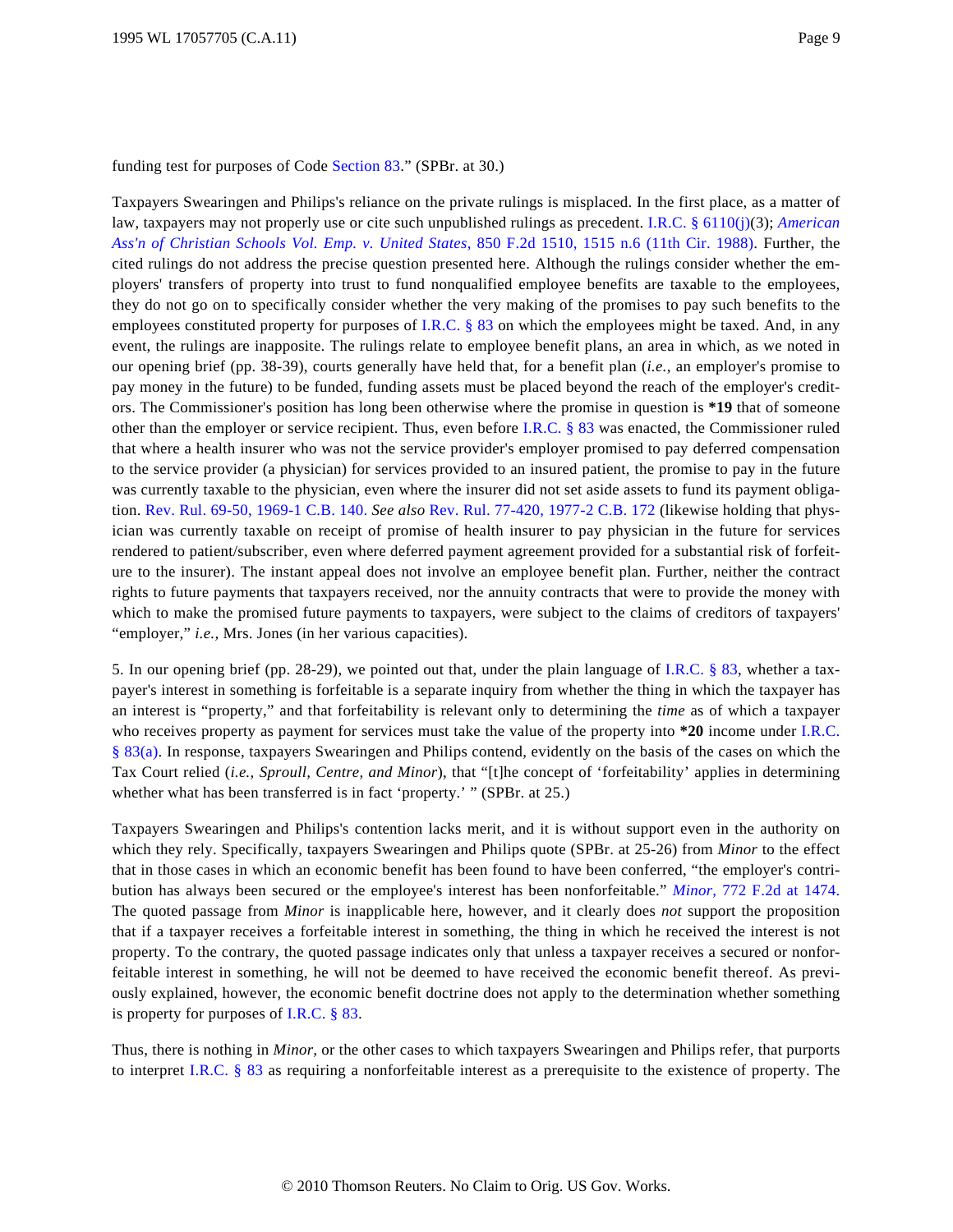funding test for purposes of Code Section 83." (SPBr. at 30.)

Taxpayers Swearingen and Philips's reliance on the private rulings is misplaced. In the first place, as a matter of law, taxpayers may not properly use or cite such unpublished rulings as precedent. I.R.C. § 6110(j)(3); *American Ass'n of Christian Schools Vol. Emp. v. United States,* 850 F.2d 1510, 1515 n.6 (11th Cir. 1988). Further, the cited rulings do not address the precise question presented here. Although the rulings consider whether the employers' transfers of property into trust to fund nonqualified employee benefits are taxable to the employees, they do not go on to specifically consider whether the very making of the promises to pay such benefits to the employees constituted property for purposes of I.R.C. § 83 on which the employees might be taxed. And, in any event, the rulings are inapposite. The rulings relate to employee benefit plans, an area in which, as we noted in our opening brief (pp. 38-39), courts generally have held that, for a benefit plan (*i.e.,* an employer's promise to pay money in the future) to be funded, funding assets must be placed beyond the reach of the employer's creditors. The Commissioner's position has long been otherwise where the promise in question is **\*19** that of someone other than the employer or service recipient. Thus, even before I.R.C. § 83 was enacted, the Commissioner ruled that where a health insurer who was not the service provider's employer promised to pay deferred compensation to the service provider (a physician) for services provided to an insured patient, the promise to pay in the future was currently taxable to the physician, even where the insurer did not set aside assets to fund its payment obligation. Rev. Rul. 69-50, 1969-1 C.B. 140. *See also* Rev. Rul. 77-420, 1977-2 C.B. 172 (likewise holding that physician was currently taxable on receipt of promise of health insurer to pay physician in the future for services rendered to patient/subscriber, even where deferred payment agreement provided for a substantial risk of forfeiture to the insurer). The instant appeal does not involve an employee benefit plan. Further, neither the contract rights to future payments that taxpayers received, nor the annuity contracts that were to provide the money with which to make the promised future payments to taxpayers, were subject to the claims of creditors of taxpayers' "employer," *i.e.,* Mrs. Jones (in her various capacities).

5. In our opening brief (pp. 28-29), we pointed out that, under the plain language of I.R.C. § 83, whether a taxpayer's interest in something is forfeitable is a separate inquiry from whether the thing in which the taxpayer has an interest is "property," and that forfeitability is relevant only to determining the *time* as of which a taxpayer who receives property as payment for services must take the value of the property into **\*20** income under I.R.C. § 83(a). In response, taxpayers Swearingen and Philips contend, evidently on the basis of the cases on which the Tax Court relied (*i.e., Sproull, Centre, and Minor*), that "[t]he concept of 'forfeitability' applies in determining whether what has been transferred is in fact 'property.' " (SPBr. at 25.)

Taxpayers Swearingen and Philips's contention lacks merit, and it is without support even in the authority on which they rely. Specifically, taxpayers Swearingen and Philips quote (SPBr. at 25-26) from *Minor* to the effect that in those cases in which an economic benefit has been found to have been conferred, "the employer's contribution has always been secured or the employee's interest has been nonforfeitable." *Minor,* 772 F.2d at 1474. The quoted passage from *Minor* is inapplicable here, however, and it clearly does *not* support the proposition that if a taxpayer receives a forfeitable interest in something, the thing in which he received the interest is not property. To the contrary, the quoted passage indicates only that unless a taxpayer receives a secured or nonforfeitable interest in something, he will not be deemed to have received the economic benefit thereof. As previously explained, however, the economic benefit doctrine does not apply to the determination whether something is property for purposes of I.R.C. § 83.

Thus, there is nothing in *Minor,* or the other cases to which taxpayers Swearingen and Philips refer, that purports to interpret I.R.C. § 83 as requiring a nonforfeitable interest as a prerequisite to the existence of property. The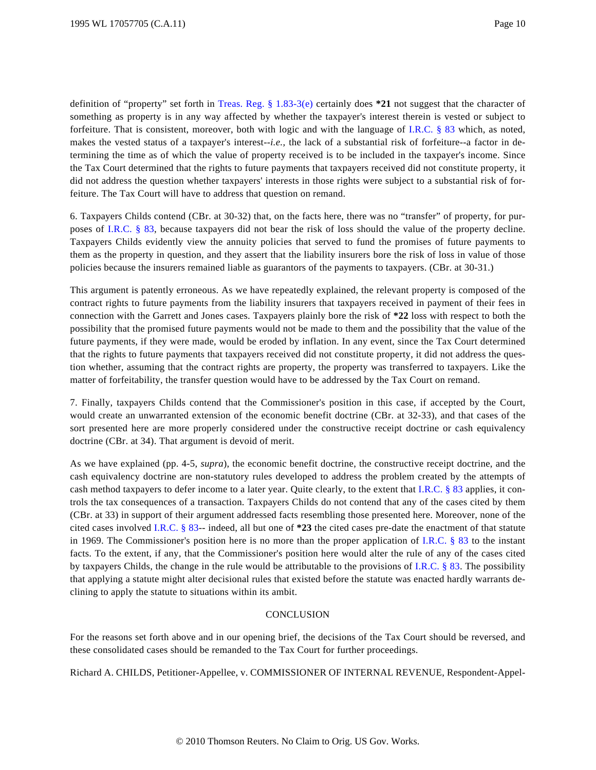definition of "property" set forth in Treas. Reg. § 1.83-3(e) certainly does **\*21** not suggest that the character of something as property is in any way affected by whether the taxpayer's interest therein is vested or subject to forfeiture. That is consistent, moreover, both with logic and with the language of I.R.C. § 83 which, as noted, makes the vested status of a taxpayer's interest--*i.e.,* the lack of a substantial risk of forfeiture--a factor in determining the time as of which the value of property received is to be included in the taxpayer's income. Since the Tax Court determined that the rights to future payments that taxpayers received did not constitute property, it did not address the question whether taxpayers' interests in those rights were subject to a substantial risk of forfeiture. The Tax Court will have to address that question on remand.

6. Taxpayers Childs contend (CBr. at 30-32) that, on the facts here, there was no "transfer" of property, for purposes of I.R.C. § 83, because taxpayers did not bear the risk of loss should the value of the property decline. Taxpayers Childs evidently view the annuity policies that served to fund the promises of future payments to them as the property in question, and they assert that the liability insurers bore the risk of loss in value of those policies because the insurers remained liable as guarantors of the payments to taxpayers. (CBr. at 30-31.)

This argument is patently erroneous. As we have repeatedly explained, the relevant property is composed of the contract rights to future payments from the liability insurers that taxpayers received in payment of their fees in connection with the Garrett and Jones cases. Taxpayers plainly bore the risk of **\*22** loss with respect to both the possibility that the promised future payments would not be made to them and the possibility that the value of the future payments, if they were made, would be eroded by inflation. In any event, since the Tax Court determined that the rights to future payments that taxpayers received did not constitute property, it did not address the question whether, assuming that the contract rights are property, the property was transferred to taxpayers. Like the matter of forfeitability, the transfer question would have to be addressed by the Tax Court on remand.

7. Finally, taxpayers Childs contend that the Commissioner's position in this case, if accepted by the Court, would create an unwarranted extension of the economic benefit doctrine (CBr. at 32-33), and that cases of the sort presented here are more properly considered under the constructive receipt doctrine or cash equivalency doctrine (CBr. at 34). That argument is devoid of merit.

As we have explained (pp. 4-5, *supra*), the economic benefit doctrine, the constructive receipt doctrine, and the cash equivalency doctrine are non-statutory rules developed to address the problem created by the attempts of cash method taxpayers to defer income to a later year. Quite clearly, to the extent that I.R.C. § 83 applies, it controls the tax consequences of a transaction. Taxpayers Childs do not contend that any of the cases cited by them (CBr. at 33) in support of their argument addressed facts resembling those presented here. Moreover, none of the cited cases involved I.R.C. § 83-- indeed, all but one of **\*23** the cited cases pre-date the enactment of that statute in 1969. The Commissioner's position here is no more than the proper application of I.R.C. § 83 to the instant facts. To the extent, if any, that the Commissioner's position here would alter the rule of any of the cases cited by taxpayers Childs, the change in the rule would be attributable to the provisions of I.R.C. § 83. The possibility that applying a statute might alter decisional rules that existed before the statute was enacted hardly warrants declining to apply the statute to situations within its ambit.

## CONCLUSION

For the reasons set forth above and in our opening brief, the decisions of the Tax Court should be reversed, and these consolidated cases should be remanded to the Tax Court for further proceedings.

Richard A. CHILDS, Petitioner-Appellee, v. COMMISSIONER OF INTERNAL REVENUE, Respondent-Appel-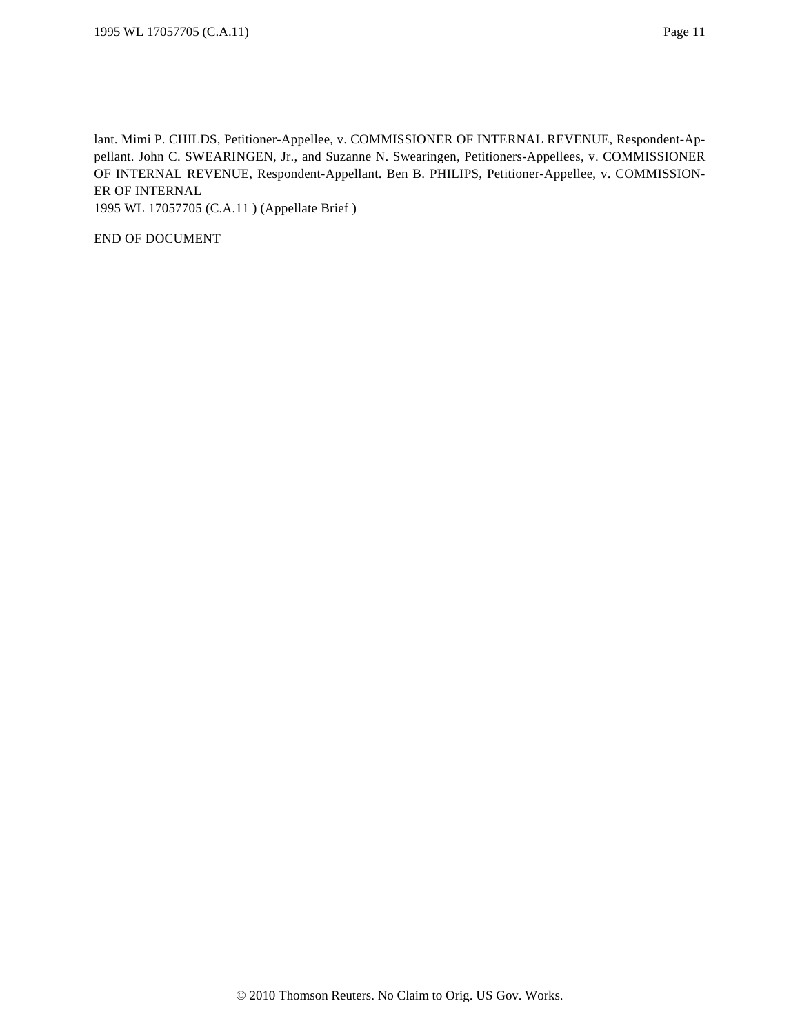lant. Mimi P. CHILDS, Petitioner-Appellee, v. COMMISSIONER OF INTERNAL REVENUE, Respondent-Appellant. John C. SWEARINGEN, Jr., and Suzanne N. Swearingen, Petitioners-Appellees, v. COMMISSIONER OF INTERNAL REVENUE, Respondent-Appellant. Ben B. PHILIPS, Petitioner-Appellee, v. COMMISSIONER OF INTERNAL
1995 WL 17057705 (C.A.11 ) (Appellate Brief )

END OF DOCUMENT